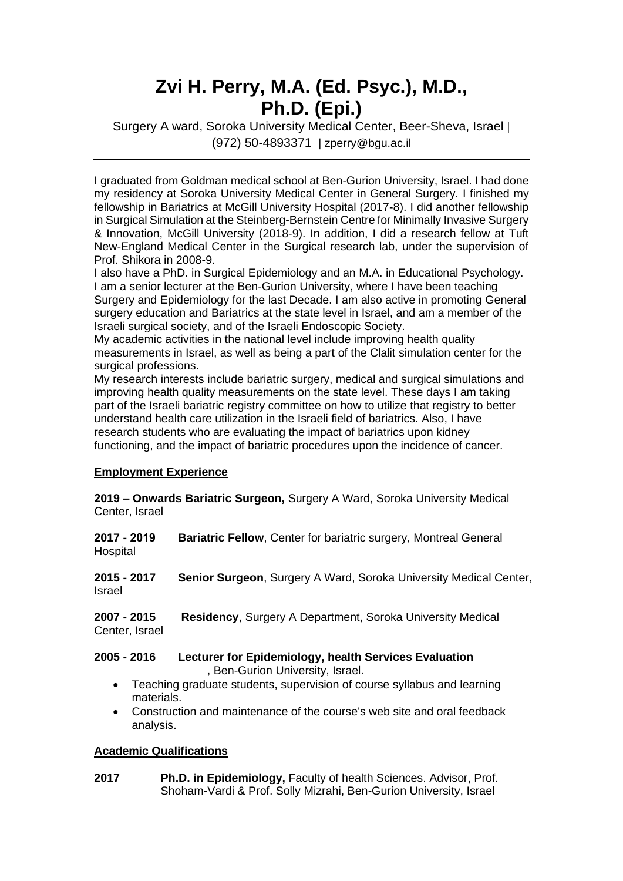# Zvi H. Perry, M.A. (Ed. Psyc.), M.D., Ph.D. (Epi.)

Surgery A ward, Soroka University Medical Center, Beer-Sheva, Israel | (972) 50-4893371 | zperry@bgu.ac.il

---

I graduated from Goldman medical school at Ben-Gurion University, Israel. I had done my residency at Soroka University Medical Center in General Surgery. I finished my fellowship in Bariatrics at McGill University Hospital (2017-8). I did another fellowship in Surgical Simulation at the Steinberg-Bernstein Centre for Minimally Invasive Surgery & Innovation, McGill University (2018-9). In addition, I did a research fellow at Tuft New-England Medical Center in the Surgical research lab, under the supervision of Prof. Shikora in 2008-9.

I also have a PhD. in Surgical Epidemiology and an M.A. in Educational Psychology. I am a senior lecturer at the Ben-Gurion University, where I have been teaching Surgery and Epidemiology for the last Decade. I am also active in promoting General surgery education and Bariatrics at the state level in Israel, and am a member of the Israeli surgical society, and of the Israeli Endoscopic Society.

My academic activities in the national level include improving health quality measurements in Israel, as well as being a part of the Clalit simulation center for the surgical professions.

My research interests include bariatric surgery, medical and surgical simulations and improving health quality measurements on the state level. These days I am taking part of the Israeli bariatric registry committee on how to utilize that registry to better understand health care utilization in the Israeli field of bariatrics. Also, I have research students who are evaluating the impact of bariatrics upon kidney functioning, and the impact of bariatric procedures upon the incidence of cancer.

## Employment Experience

**2019 – Onwards Bariatric Surgeon,** Surgery A Ward, Soroka University Medical Center, Israel

**2017 - 2019** **Bariatric Fellow**, Center for bariatric surgery, Montreal General Hospital

**2015 - 2017** **Senior Surgeon**, Surgery A Ward, Soroka University Medical Center, Israel

**2007 - 2015** **Residency**, Surgery A Department, Soroka University Medical Center, Israel

**2005 - 2016** **Lecturer for Epidemiology, health Services Evaluation**, Ben-Gurion University, Israel.

- Teaching graduate students, supervision of course syllabus and learning materials.
- Construction and maintenance of the course's web site and oral feedback analysis.

## Academic Qualifications

**2017** **Ph.D. in Epidemiology,** Faculty of health Sciences. Advisor, Prof. Shoham-Vardi & Prof. Solly Mizrahi, Ben-Gurion University, Israel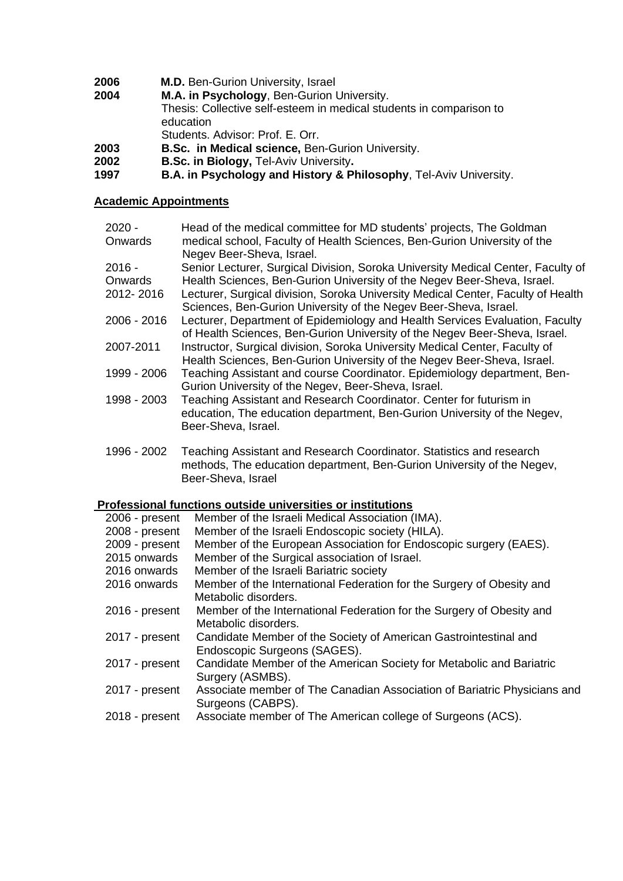**2006** **M.D.** Ben-Gurion University, Israel

**2004** **M.A. in Psychology**, Ben-Gurion University.
Thesis: Collective self-esteem in medical students in comparison to education
Students. Advisor: Prof. E. Orr.

**2003** **B.Sc. in Medical science,** Ben-Gurion University.

**2002** **B.Sc. in Biology,** Tel-Aviv University**.**

**1997** **B.A. in Psychology and History & Philosophy**, Tel-Aviv University.

## Academic Appointments

2020 - Onwards Head of the medical committee for MD students' projects, The Goldman medical school, Faculty of Health Sciences, Ben-Gurion University of the Negev Beer-Sheva, Israel.

2016 - Onwards Senior Lecturer, Surgical Division, Soroka University Medical Center, Faculty of Health Sciences, Ben-Gurion University of the Negev Beer-Sheva, Israel.

2012- 2016 Lecturer, Surgical division, Soroka University Medical Center, Faculty of Health Sciences, Ben-Gurion University of the Negev Beer-Sheva, Israel.

2006 - 2016 Lecturer, Department of Epidemiology and Health Services Evaluation, Faculty of Health Sciences, Ben-Gurion University of the Negev Beer-Sheva, Israel.

2007-2011 Instructor, Surgical division, Soroka University Medical Center, Faculty of Health Sciences, Ben-Gurion University of the Negev Beer-Sheva, Israel.

1999 - 2006 Teaching Assistant and course Coordinator. Epidemiology department, Ben-Gurion University of the Negev, Beer-Sheva, Israel.

1998 - 2003 Teaching Assistant and Research Coordinator. Center for futurism in education, The education department, Ben-Gurion University of the Negev, Beer-Sheva, Israel.

1996 - 2002 Teaching Assistant and Research Coordinator. Statistics and research methods, The education department, Ben-Gurion University of the Negev, Beer-Sheva, Israel

## Professional functions outside universities or institutions

2006 - present Member of the Israeli Medical Association (IMA).

2008 - present Member of the Israeli Endoscopic society (HILA).

2009 - present Member of the European Association for Endoscopic surgery (EAES).

2015 onwards Member of the Surgical association of Israel.

2016 onwards Member of the Israeli Bariatric society

2016 onwards Member of the International Federation for the Surgery of Obesity and Metabolic disorders.

2016 - present Member of the International Federation for the Surgery of Obesity and Metabolic disorders.

2017 - present Candidate Member of the Society of American Gastrointestinal and Endoscopic Surgeons (SAGES).

2017 - present Candidate Member of the American Society for Metabolic and Bariatric Surgery (ASMBS).

2017 - present Associate member of The Canadian Association of Bariatric Physicians and Surgeons (CABPS).

2018 - present Associate member of The American college of Surgeons (ACS).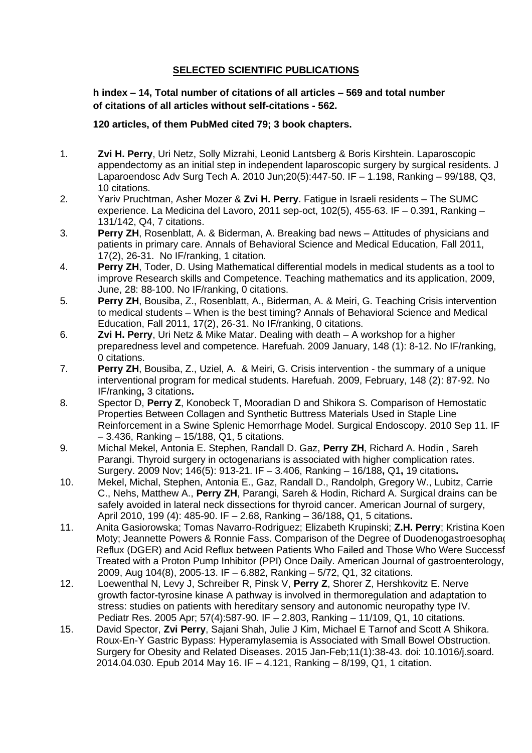## SELECTED SCIENTIFIC PUBLICATIONS

**h index – 14, Total number of citations of all articles – 569 and total number of citations of all articles without self-citations - 562.**

**120 articles, of them PubMed cited 79; 3 book chapters.**

1. **Zvi H. Perry**, Uri Netz, Solly Mizrahi, Leonid Lantsberg & Boris Kirshtein. Laparoscopic appendectomy as an initial step in independent laparoscopic surgery by surgical residents. J Laparoendosc Adv Surg Tech A. 2010 Jun;20(5):447-50. IF – 1.198, Ranking – 99/188, Q3, 10 citations.
2. Yariv Pruchtman, Asher Mozer & **Zvi H. Perry**. Fatigue in Israeli residents – The SUMC experience. La Medicina del Lavoro, 2011 sep-oct, 102(5), 455-63. IF – 0.391, Ranking – 131/142, Q4, 7 citations.
3. **Perry ZH**, Rosenblatt, A. & Biderman, A. Breaking bad news – Attitudes of physicians and patients in primary care. Annals of Behavioral Science and Medical Education, Fall 2011, 17(2), 26-31. No IF/ranking, 1 citation.
4. **Perry ZH**, Toder, D. Using Mathematical differential models in medical students as a tool to improve Research skills and Competence. Teaching mathematics and its application, 2009, June, 28: 88-100. No IF/ranking, 0 citations.
5. **Perry ZH**, Bousiba, Z., Rosenblatt, A., Biderman, A. & Meiri, G. Teaching Crisis intervention to medical students – When is the best timing? Annals of Behavioral Science and Medical Education, Fall 2011, 17(2), 26-31. No IF/ranking, 0 citations.
6. **Zvi H. Perry**, Uri Netz & Mike Matar. Dealing with death – A workshop for a higher preparedness level and competence. Harefuah. 2009 January, 148 (1): 8-12. No IF/ranking, 0 citations.
7. **Perry ZH**, Bousiba, Z., Uziel, A. & Meiri, G. Crisis intervention - the summary of a unique interventional program for medical students. Harefuah. 2009, February, 148 (2): 87-92. No IF/ranking**,** 3 citations**.**
8. Spector D, **Perry Z**, Konobeck T, Mooradian D and Shikora S. Comparison of Hemostatic Properties Between Collagen and Synthetic Buttress Materials Used in Staple Line Reinforcement in a Swine Splenic Hemorrhage Model. Surgical Endoscopy. 2010 Sep 11. IF – 3.436, Ranking – 15/188, Q1, 5 citations.
9. Michal Mekel, Antonia E. Stephen, Randall D. Gaz, **Perry ZH**, Richard A. Hodin , Sareh Parangi. Thyroid surgery in octogenarians is associated with higher complication rates. Surgery. 2009 Nov; 146(5): 913-21. IF – 3.406, Ranking – 16/188**,** Q1**,** 19 citations**.**
10. Mekel, Michal, Stephen, Antonia E., Gaz, Randall D., Randolph, Gregory W., Lubitz, Carrie C., Nehs, Matthew A., **Perry ZH**, Parangi, Sareh & Hodin, Richard A. Surgical drains can be safely avoided in lateral neck dissections for thyroid cancer. American Journal of surgery, April 2010, 199 (4): 485-90. IF – 2.68, Ranking – 36/188**,** Q1, 5 citations**.**
11. Anita Gasiorowska; Tomas Navarro-Rodriguez; Elizabeth Krupinski; **Z.H. Perry**; Kristina Koen Moty; Jeannette Powers & Ronnie Fass. Comparison of the Degree of Duodenogastroesophag Reflux (DGER) and Acid Reflux between Patients Who Failed and Those Who Were Successf Treated with a Proton Pump Inhibitor (PPI) Once Daily. American Journal of gastroenterology, 2009, Aug 104(8), 2005-13. IF – 6.882, Ranking – 5/72, Q1, 32 citations.
12. Loewenthal N, Levy J, Schreiber R, Pinsk V, **Perry Z**, Shorer Z, Hershkovitz E. Nerve growth factor-tyrosine kinase A pathway is involved in thermoregulation and adaptation to stress: studies on patients with hereditary sensory and autonomic neuropathy type IV. Pediatr Res. 2005 Apr; 57(4):587-90. IF – 2.803, Ranking – 11/109, Q1, 10 citations.

15. David Spector, **Zvi Perry**, Sajani Shah, Julie J Kim, Michael E Tarnof and Scott A Shikora. Roux-En-Y Gastric Bypass: Hyperamylasemia is Associated with Small Bowel Obstruction. Surgery for Obesity and Related Diseases. 2015 Jan-Feb;11(1):38-43. doi: 10.1016/j.soard. 2014.04.030. Epub 2014 May 16. IF – 4.121, Ranking – 8/199, Q1, 1 citation.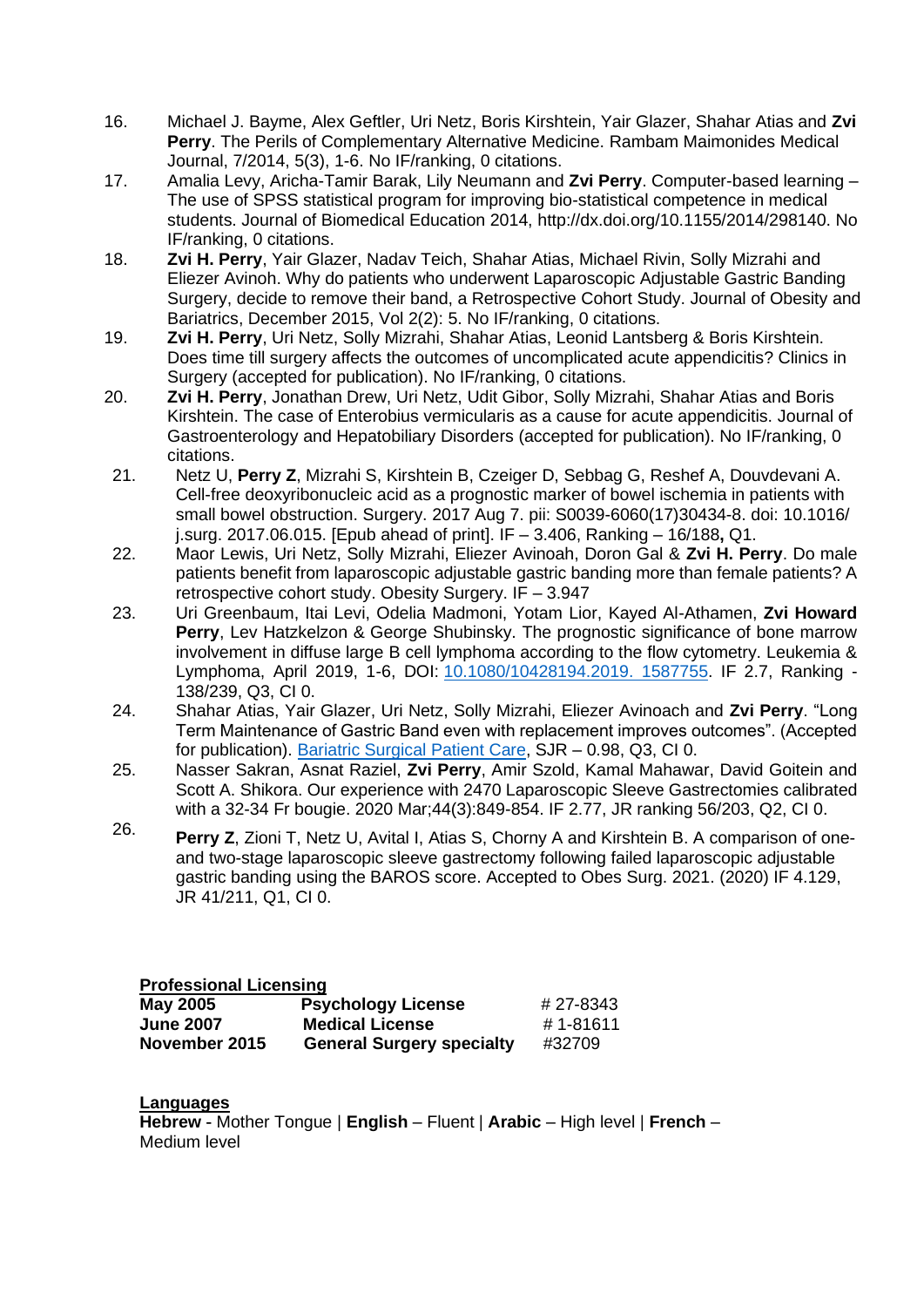16. Michael J. Bayme, Alex Geftler, Uri Netz, Boris Kirshtein, Yair Glazer, Shahar Atias and **Zvi Perry**. The Perils of Complementary Alternative Medicine. Rambam Maimonides Medical Journal, 7/2014, 5(3), 1-6. No IF/ranking, 0 citations.
17. Amalia Levy, Aricha-Tamir Barak, Lily Neumann and **Zvi Perry**. Computer-based learning – The use of SPSS statistical program for improving bio-statistical competence in medical students. Journal of Biomedical Education 2014, http://dx.doi.org/10.1155/2014/298140. No IF/ranking, 0 citations.
18. **Zvi H. Perry**, Yair Glazer, Nadav Teich, Shahar Atias, Michael Rivin, Solly Mizrahi and Eliezer Avinoh. Why do patients who underwent Laparoscopic Adjustable Gastric Banding Surgery, decide to remove their band, a Retrospective Cohort Study. Journal of Obesity and Bariatrics, December 2015, Vol 2(2): 5. No IF/ranking, 0 citations.
19. **Zvi H. Perry**, Uri Netz, Solly Mizrahi, Shahar Atias, Leonid Lantsberg & Boris Kirshtein. Does time till surgery affects the outcomes of uncomplicated acute appendicitis? Clinics in Surgery (accepted for publication). No IF/ranking, 0 citations.
20. **Zvi H. Perry**, Jonathan Drew, Uri Netz, Udit Gibor, Solly Mizrahi, Shahar Atias and Boris Kirshtein. The case of Enterobius vermicularis as a cause for acute appendicitis. Journal of Gastroenterology and Hepatobiliary Disorders (accepted for publication). No IF/ranking, 0 citations.
21. Netz U, **Perry Z**, Mizrahi S, Kirshtein B, Czeiger D, Sebbag G, Reshef A, Douvdevani A. Cell-free deoxyribonucleic acid as a prognostic marker of bowel ischemia in patients with small bowel obstruction. Surgery. 2017 Aug 7. pii: S0039-6060(17)30434-8. doi: 10.1016/ j.surg. 2017.06.015. [Epub ahead of print]. IF – 3.406, Ranking – 16/188**,** Q1.
22. Maor Lewis, Uri Netz, Solly Mizrahi, Eliezer Avinoah, Doron Gal & **Zvi H. Perry**. Do male patients benefit from laparoscopic adjustable gastric banding more than female patients? A retrospective cohort study. Obesity Surgery. IF – 3.947
23. Uri Greenbaum, Itai Levi, Odelia Madmoni, Yotam Lior, Kayed Al-Athamen, **Zvi Howard Perry**, Lev Hatzkelzon & George Shubinsky. The prognostic significance of bone marrow involvement in diffuse large B cell lymphoma according to the flow cytometry. Leukemia & Lymphoma, April 2019, 1-6, DOI: [10.1080/10428194.2019. 1587755](10.1080/10428194.2019.1587755). IF 2.7, Ranking - 138/239, Q3, CI 0.
24. Shahar Atias, Yair Glazer, Uri Netz, Solly Mizrahi, Eliezer Avinoach and **Zvi Perry**. "Long Term Maintenance of Gastric Band even with replacement improves outcomes". (Accepted for publication). Bariatric Surgical Patient Care, SJR – 0.98, Q3, CI 0.
25. Nasser Sakran, Asnat Raziel, **Zvi Perry**, Amir Szold, Kamal Mahawar, David Goitein and Scott A. Shikora. Our experience with 2470 Laparoscopic Sleeve Gastrectomies calibrated with a 32-34 Fr bougie. 2020 Mar;44(3):849-854. IF 2.77, JR ranking 56/203, Q2, CI 0.
26. **Perry Z**, Zioni T, Netz U, Avital I, Atias S, Chorny A and Kirshtein B. A comparison of one- and two-stage laparoscopic sleeve gastrectomy following failed laparoscopic adjustable gastric banding using the BAROS score. Accepted to Obes Surg. 2021. (2020) IF 4.129, JR 41/211, Q1, CI 0.

## Professional Licensing

| | | |
|---|---|---|
| **May 2005** | **Psychology License** | # 27-8343 |
| **June 2007** | **Medical License** | # 1-81611 |
| **November 2015** | **General Surgery specialty** | #32709 |

## Languages

**Hebrew** - Mother Tongue | **English** – Fluent | **Arabic** – High level | **French** – Medium level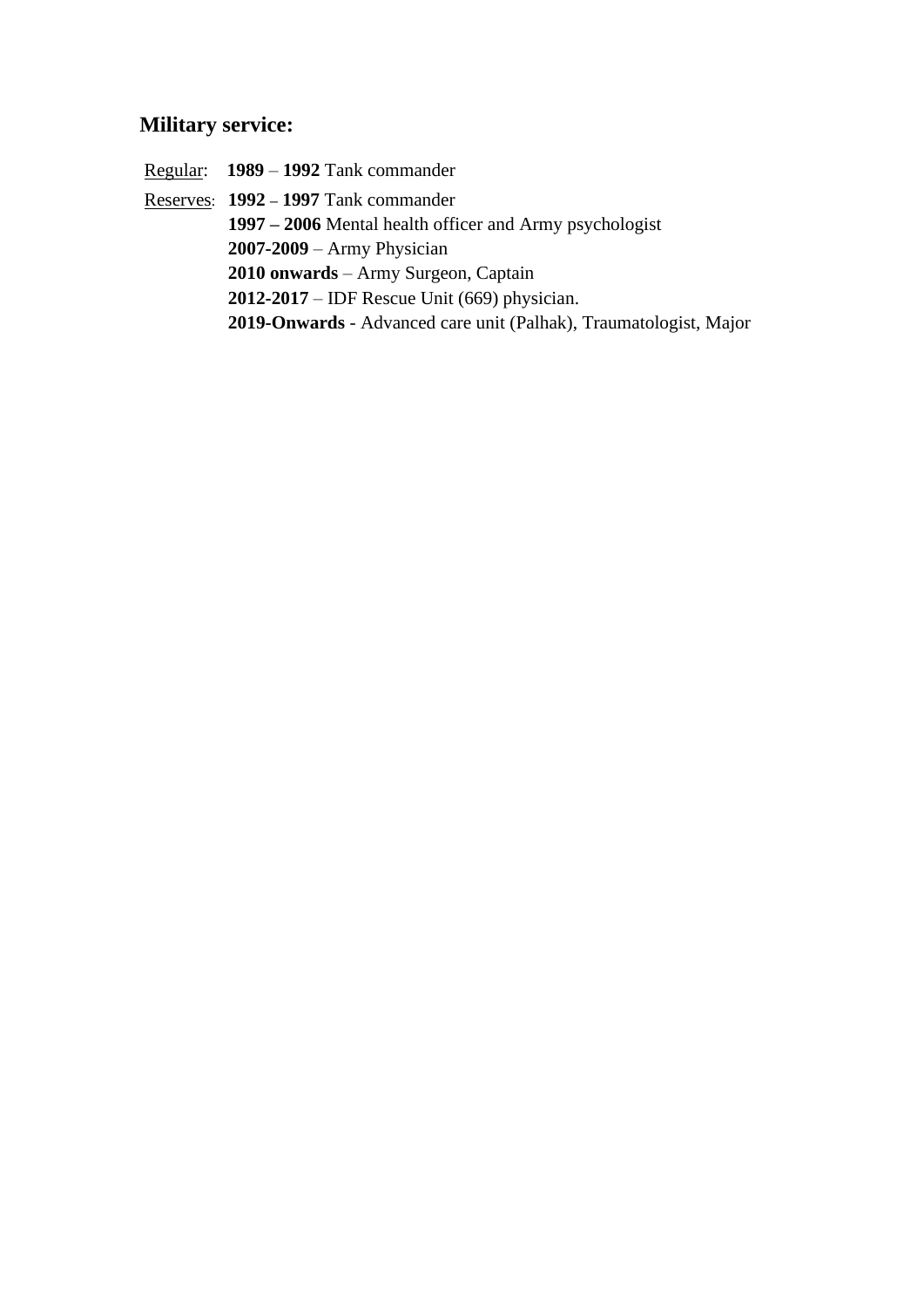## Military service:

Regular: **1989** – **1992** Tank commander

Reserves: **1992 – 1997** Tank commander
**1997 – 2006** Mental health officer and Army psychologist
**2007-2009** – Army Physician
**2010 onwards** – Army Surgeon, Captain
**2012-2017** – IDF Rescue Unit (669) physician.
**2019-Onwards** - Advanced care unit (Palhak), Traumatologist, Major